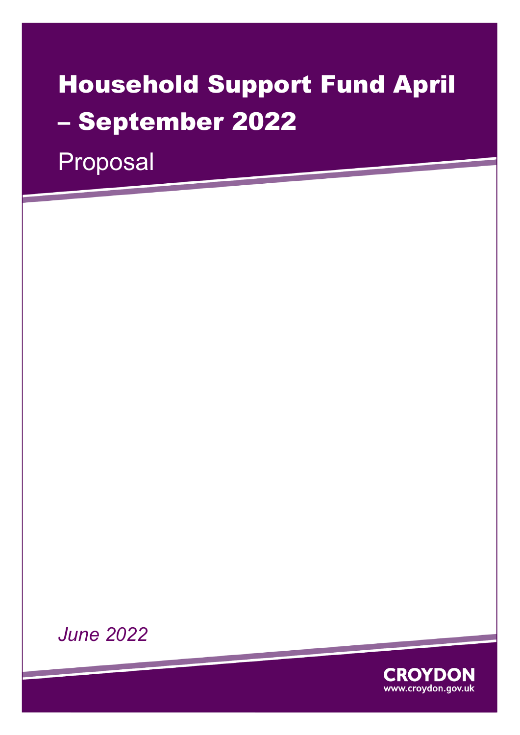# Household Support Fund April – September 2022

Proposal

*June 2022*

CROYDON
www.croydon.gov.uk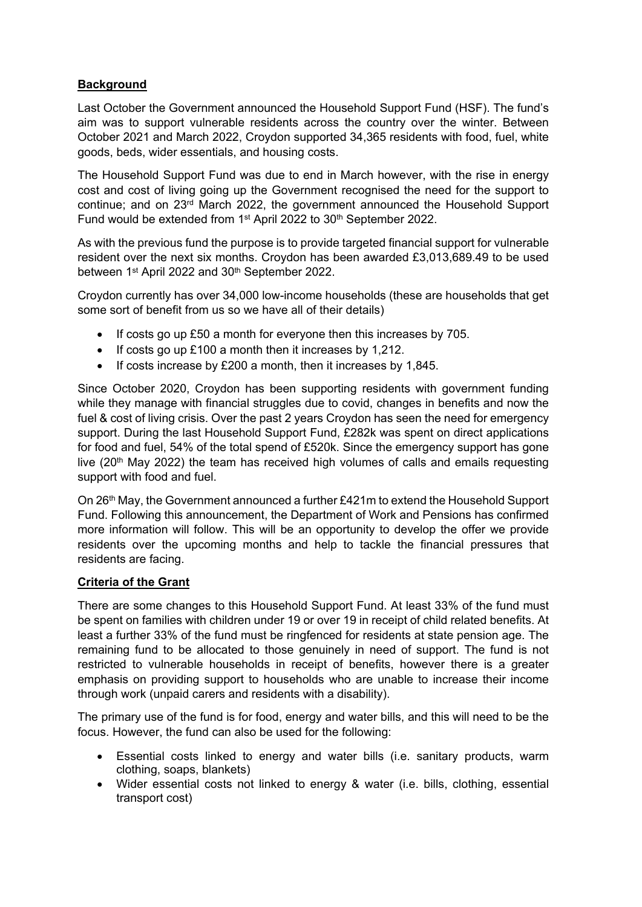**Background**

Last October the Government announced the Household Support Fund (HSF). The fund's aim was to support vulnerable residents across the country over the winter. Between October 2021 and March 2022, Croydon supported 34,365 residents with food, fuel, white goods, beds, wider essentials, and housing costs.

The Household Support Fund was due to end in March however, with the rise in energy cost and cost of living going up the Government recognised the need for the support to continue; and on 23rd March 2022, the government announced the Household Support Fund would be extended from 1st April 2022 to 30th September 2022.

As with the previous fund the purpose is to provide targeted financial support for vulnerable resident over the next six months. Croydon has been awarded £3,013,689.49 to be used between 1st April 2022 and 30th September 2022.

Croydon currently has over 34,000 low-income households (these are households that get some sort of benefit from us so we have all of their details)

- If costs go up £50 a month for everyone then this increases by 705.
- If costs go up £100 a month then it increases by 1,212.
- If costs increase by £200 a month, then it increases by 1,845.

Since October 2020, Croydon has been supporting residents with government funding while they manage with financial struggles due to covid, changes in benefits and now the fuel & cost of living crisis. Over the past 2 years Croydon has seen the need for emergency support. During the last Household Support Fund, £282k was spent on direct applications for food and fuel, 54% of the total spend of £520k. Since the emergency support has gone live (20th May 2022) the team has received high volumes of calls and emails requesting support with food and fuel.

On 26th May, the Government announced a further £421m to extend the Household Support Fund. Following this announcement, the Department of Work and Pensions has confirmed more information will follow. This will be an opportunity to develop the offer we provide residents over the upcoming months and help to tackle the financial pressures that residents are facing.

**Criteria of the Grant**

There are some changes to this Household Support Fund. At least 33% of the fund must be spent on families with children under 19 or over 19 in receipt of child related benefits. At least a further 33% of the fund must be ringfenced for residents at state pension age. The remaining fund to be allocated to those genuinely in need of support. The fund is not restricted to vulnerable households in receipt of benefits, however there is a greater emphasis on providing support to households who are unable to increase their income through work (unpaid carers and residents with a disability).

The primary use of the fund is for food, energy and water bills, and this will need to be the focus. However, the fund can also be used for the following:

- Essential costs linked to energy and water bills (i.e. sanitary products, warm clothing, soaps, blankets)
- Wider essential costs not linked to energy & water (i.e. bills, clothing, essential transport cost)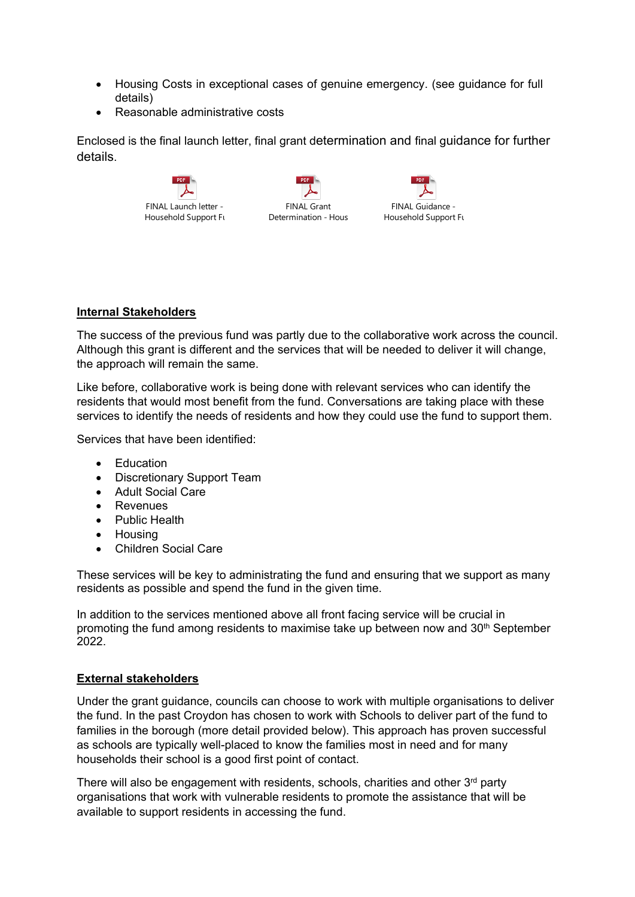- Housing Costs in exceptional cases of genuine emergency. (see guidance for full details)
- Reasonable administrative costs

Enclosed is the final launch letter, final grant determination and final guidance for further details.

FINAL Launch letter - Household Support Fu

FINAL Grant Determination - Hous

FINAL Guidance - Household Support Fu

**Internal Stakeholders**

The success of the previous fund was partly due to the collaborative work across the council. Although this grant is different and the services that will be needed to deliver it will change, the approach will remain the same.

Like before, collaborative work is being done with relevant services who can identify the residents that would most benefit from the fund. Conversations are taking place with these services to identify the needs of residents and how they could use the fund to support them.

Services that have been identified:

- Education
- Discretionary Support Team
- Adult Social Care
- Revenues
- Public Health
- Housing
- Children Social Care

These services will be key to administrating the fund and ensuring that we support as many residents as possible and spend the fund in the given time.

In addition to the services mentioned above all front facing service will be crucial in promoting the fund among residents to maximise take up between now and 30th September 2022.

**External stakeholders**

Under the grant guidance, councils can choose to work with multiple organisations to deliver the fund. In the past Croydon has chosen to work with Schools to deliver part of the fund to families in the borough (more detail provided below). This approach has proven successful as schools are typically well-placed to know the families most in need and for many households their school is a good first point of contact.

There will also be engagement with residents, schools, charities and other 3rd party organisations that work with vulnerable residents to promote the assistance that will be available to support residents in accessing the fund.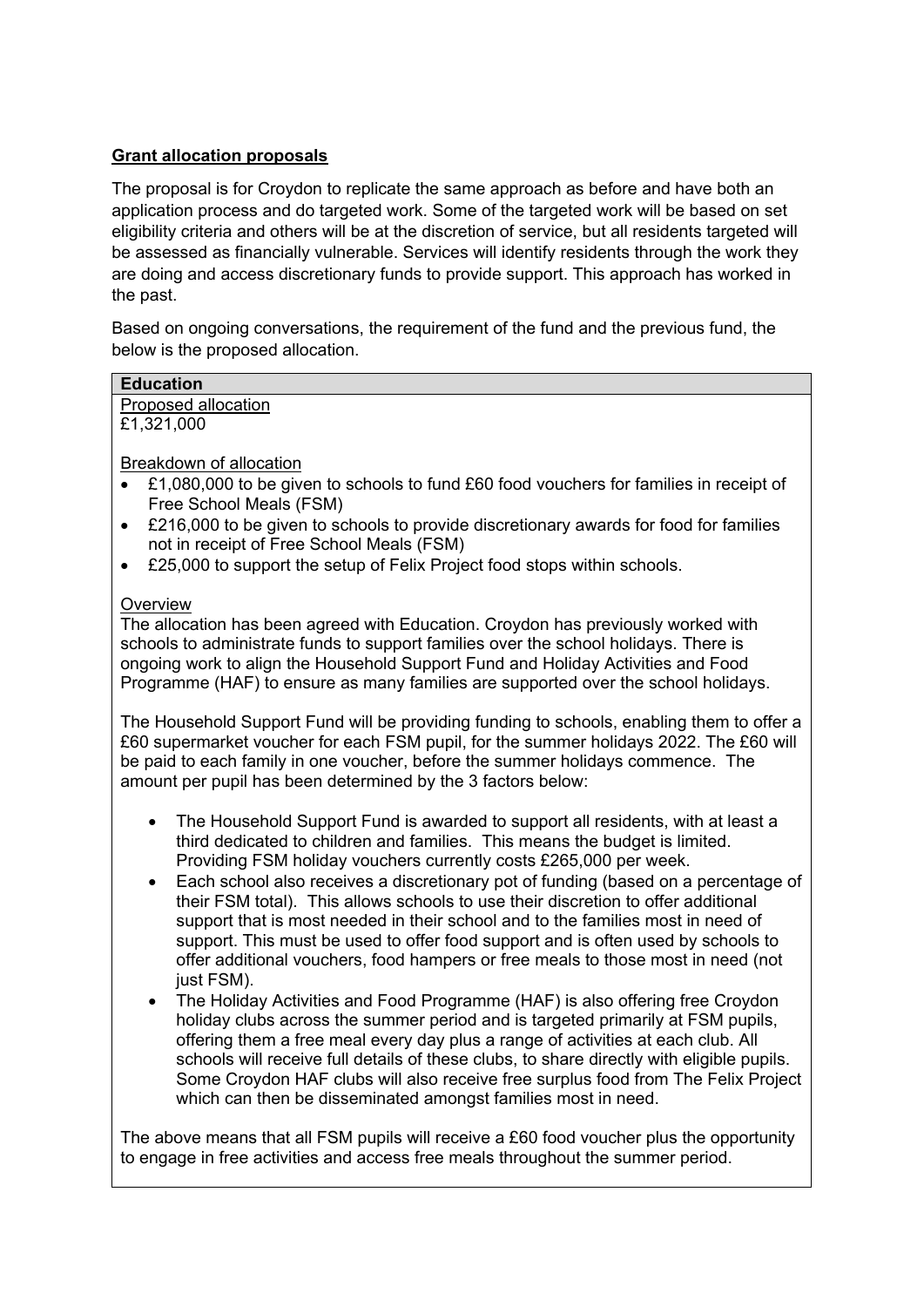**Grant allocation proposals**

The proposal is for Croydon to replicate the same approach as before and have both an application process and do targeted work. Some of the targeted work will be based on set eligibility criteria and others will be at the discretion of service, but all residents targeted will be assessed as financially vulnerable. Services will identify residents through the work they are doing and access discretionary funds to provide support. This approach has worked in the past.

Based on ongoing conversations, the requirement of the fund and the previous fund, the below is the proposed allocation.

**Education**

Proposed allocation

£1,321,000

Breakdown of allocation

- £1,080,000 to be given to schools to fund £60 food vouchers for families in receipt of Free School Meals (FSM)
- £216,000 to be given to schools to provide discretionary awards for food for families not in receipt of Free School Meals (FSM)
- £25,000 to support the setup of Felix Project food stops within schools.

Overview

The allocation has been agreed with Education. Croydon has previously worked with schools to administrate funds to support families over the school holidays. There is ongoing work to align the Household Support Fund and Holiday Activities and Food Programme (HAF) to ensure as many families are supported over the school holidays.

The Household Support Fund will be providing funding to schools, enabling them to offer a £60 supermarket voucher for each FSM pupil, for the summer holidays 2022. The £60 will be paid to each family in one voucher, before the summer holidays commence. The amount per pupil has been determined by the 3 factors below:

- The Household Support Fund is awarded to support all residents, with at least a third dedicated to children and families. This means the budget is limited. Providing FSM holiday vouchers currently costs £265,000 per week.
- Each school also receives a discretionary pot of funding (based on a percentage of their FSM total). This allows schools to use their discretion to offer additional support that is most needed in their school and to the families most in need of support. This must be used to offer food support and is often used by schools to offer additional vouchers, food hampers or free meals to those most in need (not just FSM).
- The Holiday Activities and Food Programme (HAF) is also offering free Croydon holiday clubs across the summer period and is targeted primarily at FSM pupils, offering them a free meal every day plus a range of activities at each club. All schools will receive full details of these clubs, to share directly with eligible pupils. Some Croydon HAF clubs will also receive free surplus food from The Felix Project which can then be disseminated amongst families most in need.

The above means that all FSM pupils will receive a £60 food voucher plus the opportunity to engage in free activities and access free meals throughout the summer period.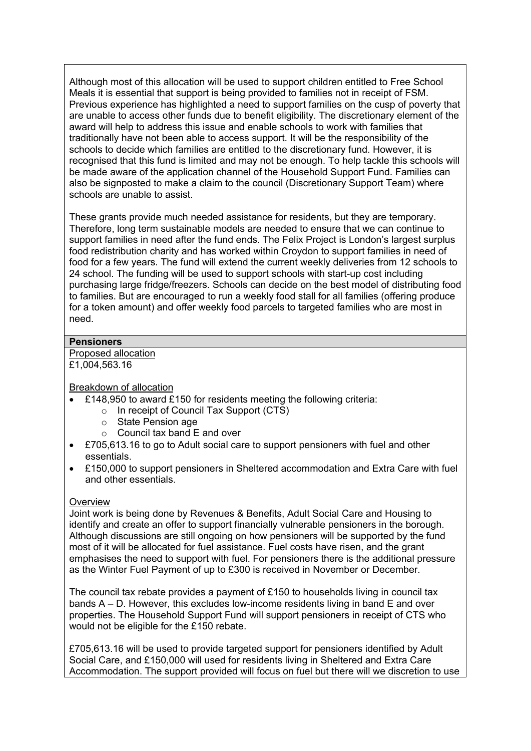Although most of this allocation will be used to support children entitled to Free School Meals it is essential that support is being provided to families not in receipt of FSM. Previous experience has highlighted a need to support families on the cusp of poverty that are unable to access other funds due to benefit eligibility. The discretionary element of the award will help to address this issue and enable schools to work with families that traditionally have not been able to access support. It will be the responsibility of the schools to decide which families are entitled to the discretionary fund. However, it is recognised that this fund is limited and may not be enough. To help tackle this schools will be made aware of the application channel of the Household Support Fund. Families can also be signposted to make a claim to the council (Discretionary Support Team) where schools are unable to assist.

These grants provide much needed assistance for residents, but they are temporary. Therefore, long term sustainable models are needed to ensure that we can continue to support families in need after the fund ends. The Felix Project is London's largest surplus food redistribution charity and has worked within Croydon to support families in need of food for a few years. The fund will extend the current weekly deliveries from 12 schools to 24 school. The funding will be used to support schools with start-up cost including purchasing large fridge/freezers. Schools can decide on the best model of distributing food to families. But are encouraged to run a weekly food stall for all families (offering produce for a token amount) and offer weekly food parcels to targeted families who are most in need.

**Pensioners**

Proposed allocation
£1,004,563.16

Breakdown of allocation

- £148,950 to award £150 for residents meeting the following criteria:
  - In receipt of Council Tax Support (CTS)
  - State Pension age
  - Council tax band E and over
- £705,613.16 to go to Adult social care to support pensioners with fuel and other essentials.
- £150,000 to support pensioners in Sheltered accommodation and Extra Care with fuel and other essentials.

Overview

Joint work is being done by Revenues & Benefits, Adult Social Care and Housing to identify and create an offer to support financially vulnerable pensioners in the borough. Although discussions are still ongoing on how pensioners will be supported by the fund most of it will be allocated for fuel assistance. Fuel costs have risen, and the grant emphasises the need to support with fuel. For pensioners there is the additional pressure as the Winter Fuel Payment of up to £300 is received in November or December.

The council tax rebate provides a payment of £150 to households living in council tax bands A – D. However, this excludes low-income residents living in band E and over properties. The Household Support Fund will support pensioners in receipt of CTS who would not be eligible for the £150 rebate.

£705,613.16 will be used to provide targeted support for pensioners identified by Adult Social Care, and £150,000 will used for residents living in Sheltered and Extra Care Accommodation. The support provided will focus on fuel but there will we discretion to use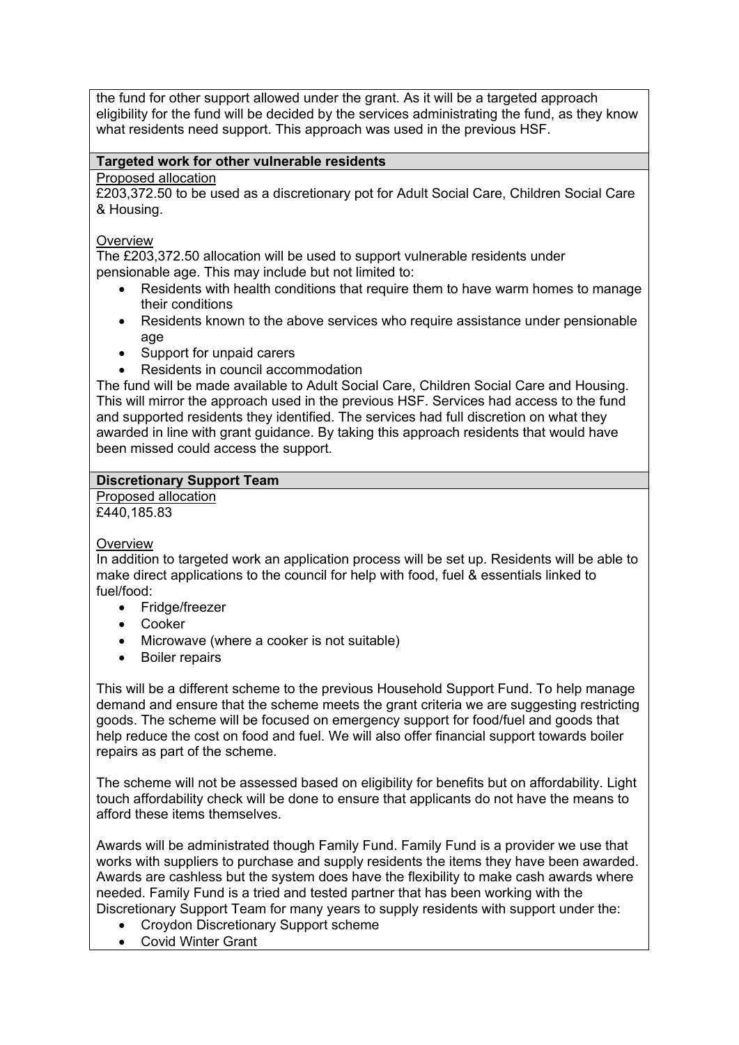the fund for other support allowed under the grant. As it will be a targeted approach eligibility for the fund will be decided by the services administrating the fund, as they know what residents need support. This approach was used in the previous HSF.

**Targeted work for other vulnerable residents**

Proposed allocation

£203,372.50 to be used as a discretionary pot for Adult Social Care, Children Social Care & Housing.

Overview

The £203,372.50 allocation will be used to support vulnerable residents under pensionable age. This may include but not limited to:

- Residents with health conditions that require them to have warm homes to manage their conditions
- Residents known to the above services who require assistance under pensionable age
- Support for unpaid carers
- Residents in council accommodation

The fund will be made available to Adult Social Care, Children Social Care and Housing. This will mirror the approach used in the previous HSF. Services had access to the fund and supported residents they identified. The services had full discretion on what they awarded in line with grant guidance. By taking this approach residents that would have been missed could access the support.

**Discretionary Support Team**

Proposed allocation

£440,185.83

Overview

In addition to targeted work an application process will be set up. Residents will be able to make direct applications to the council for help with food, fuel & essentials linked to fuel/food:

- Fridge/freezer
- Cooker
- Microwave (where a cooker is not suitable)
- Boiler repairs

This will be a different scheme to the previous Household Support Fund. To help manage demand and ensure that the scheme meets the grant criteria we are suggesting restricting goods. The scheme will be focused on emergency support for food/fuel and goods that help reduce the cost on food and fuel. We will also offer financial support towards boiler repairs as part of the scheme.

The scheme will not be assessed based on eligibility for benefits but on affordability. Light touch affordability check will be done to ensure that applicants do not have the means to afford these items themselves.

Awards will be administrated though Family Fund. Family Fund is a provider we use that works with suppliers to purchase and supply residents the items they have been awarded. Awards are cashless but the system does have the flexibility to make cash awards where needed. Family Fund is a tried and tested partner that has been working with the Discretionary Support Team for many years to supply residents with support under the:

- Croydon Discretionary Support scheme
- Covid Winter Grant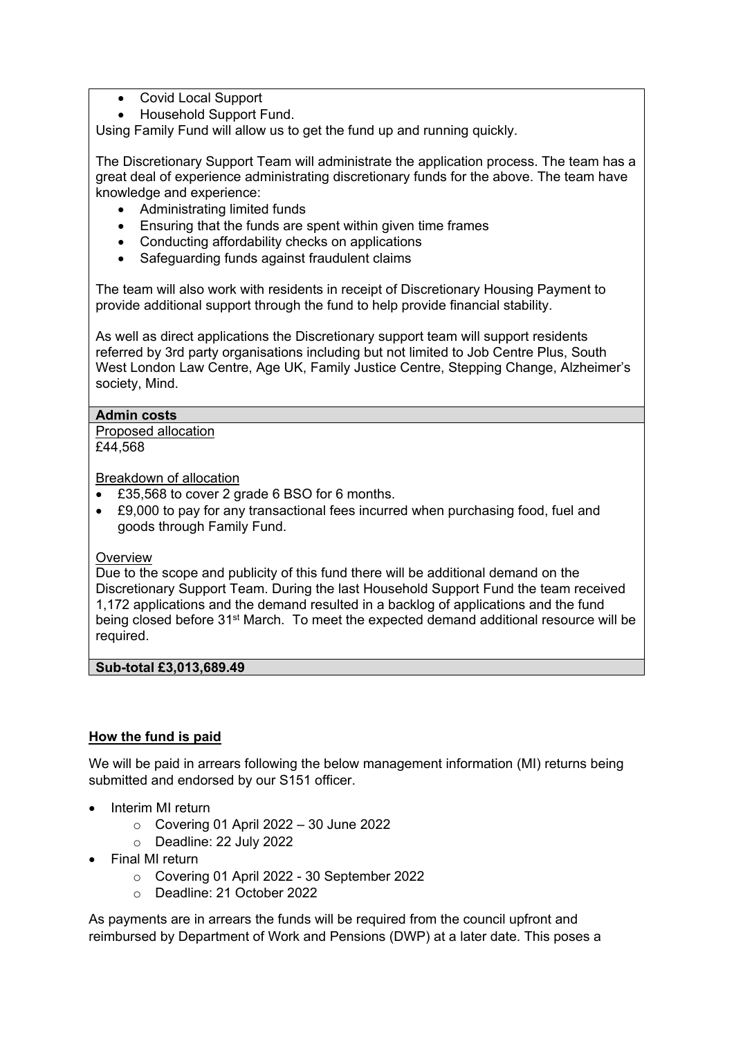- Covid Local Support
- Household Support Fund.

Using Family Fund will allow us to get the fund up and running quickly.

The Discretionary Support Team will administrate the application process. The team has a great deal of experience administrating discretionary funds for the above. The team have knowledge and experience:

- Administrating limited funds
- Ensuring that the funds are spent within given time frames
- Conducting affordability checks on applications
- Safeguarding funds against fraudulent claims

The team will also work with residents in receipt of Discretionary Housing Payment to provide additional support through the fund to help provide financial stability.

As well as direct applications the Discretionary support team will support residents referred by 3rd party organisations including but not limited to Job Centre Plus, South West London Law Centre, Age UK, Family Justice Centre, Stepping Change, Alzheimer's society, Mind.

**Admin costs**

Proposed allocation
£44,568

Breakdown of allocation

- £35,568 to cover 2 grade 6 BSO for 6 months.
- £9,000 to pay for any transactional fees incurred when purchasing food, fuel and goods through Family Fund.

Overview
Due to the scope and publicity of this fund there will be additional demand on the Discretionary Support Team. During the last Household Support Fund the team received 1,172 applications and the demand resulted in a backlog of applications and the fund being closed before 31st March. To meet the expected demand additional resource will be required.

**Sub-total £3,013,689.49**

**How the fund is paid**

We will be paid in arrears following the below management information (MI) returns being submitted and endorsed by our S151 officer.

- Interim MI return
  - Covering 01 April 2022 – 30 June 2022
  - Deadline: 22 July 2022
- Final MI return
  - Covering 01 April 2022 - 30 September 2022
  - Deadline: 21 October 2022

As payments are in arrears the funds will be required from the council upfront and reimbursed by Department of Work and Pensions (DWP) at a later date. This poses a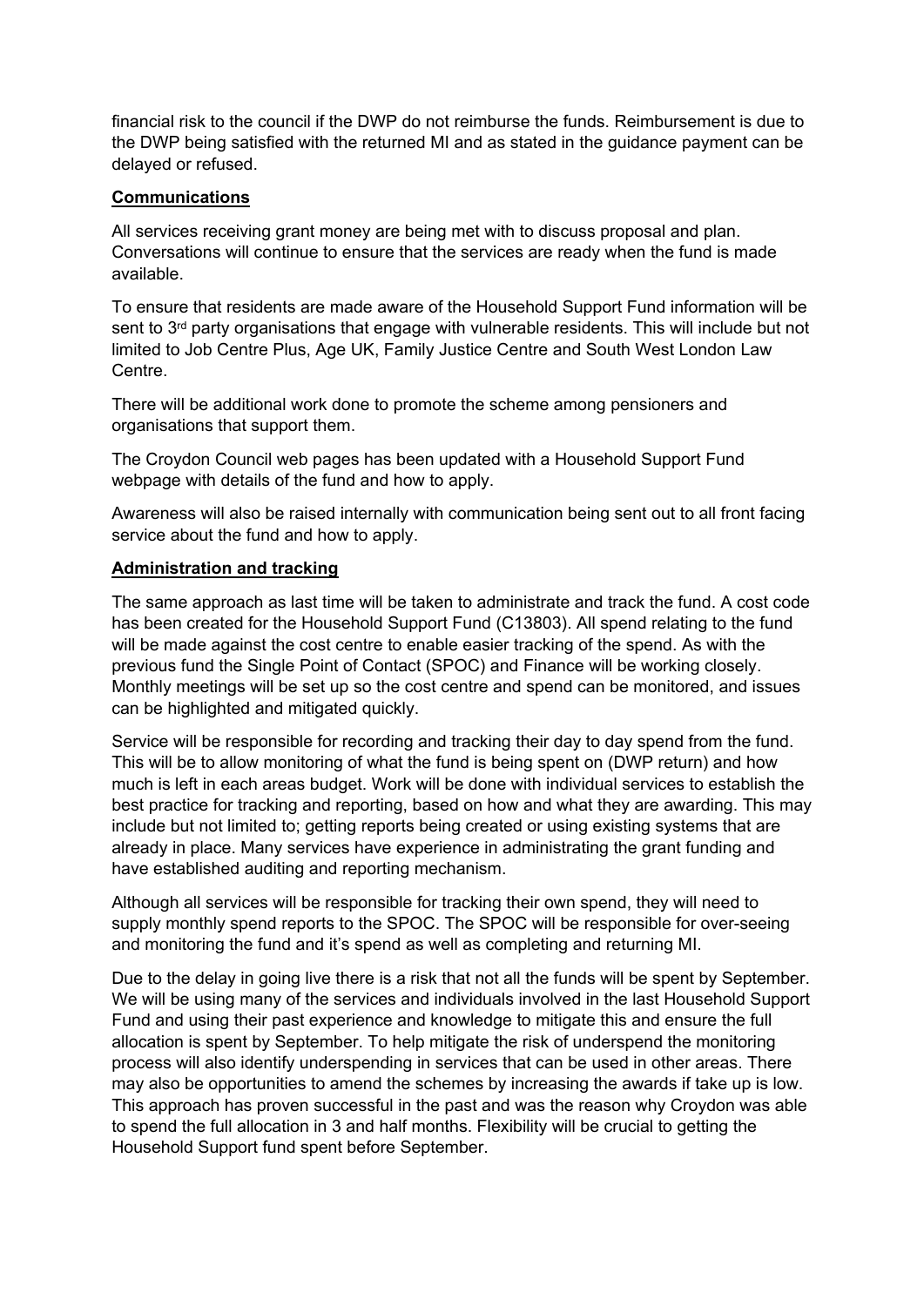financial risk to the council if the DWP do not reimburse the funds. Reimbursement is due to the DWP being satisfied with the returned MI and as stated in the guidance payment can be delayed or refused.

**Communications**

All services receiving grant money are being met with to discuss proposal and plan. Conversations will continue to ensure that the services are ready when the fund is made available.

To ensure that residents are made aware of the Household Support Fund information will be sent to 3rd party organisations that engage with vulnerable residents. This will include but not limited to Job Centre Plus, Age UK, Family Justice Centre and South West London Law Centre.

There will be additional work done to promote the scheme among pensioners and organisations that support them.

The Croydon Council web pages has been updated with a Household Support Fund webpage with details of the fund and how to apply.

Awareness will also be raised internally with communication being sent out to all front facing service about the fund and how to apply.

**Administration and tracking**

The same approach as last time will be taken to administrate and track the fund. A cost code has been created for the Household Support Fund (C13803). All spend relating to the fund will be made against the cost centre to enable easier tracking of the spend. As with the previous fund the Single Point of Contact (SPOC) and Finance will be working closely. Monthly meetings will be set up so the cost centre and spend can be monitored, and issues can be highlighted and mitigated quickly.

Service will be responsible for recording and tracking their day to day spend from the fund. This will be to allow monitoring of what the fund is being spent on (DWP return) and how much is left in each areas budget. Work will be done with individual services to establish the best practice for tracking and reporting, based on how and what they are awarding. This may include but not limited to; getting reports being created or using existing systems that are already in place. Many services have experience in administrating the grant funding and have established auditing and reporting mechanism.

Although all services will be responsible for tracking their own spend, they will need to supply monthly spend reports to the SPOC. The SPOC will be responsible for over-seeing and monitoring the fund and it's spend as well as completing and returning MI.

Due to the delay in going live there is a risk that not all the funds will be spent by September. We will be using many of the services and individuals involved in the last Household Support Fund and using their past experience and knowledge to mitigate this and ensure the full allocation is spent by September. To help mitigate the risk of underspend the monitoring process will also identify underspending in services that can be used in other areas. There may also be opportunities to amend the schemes by increasing the awards if take up is low. This approach has proven successful in the past and was the reason why Croydon was able to spend the full allocation in 3 and half months. Flexibility will be crucial to getting the Household Support fund spent before September.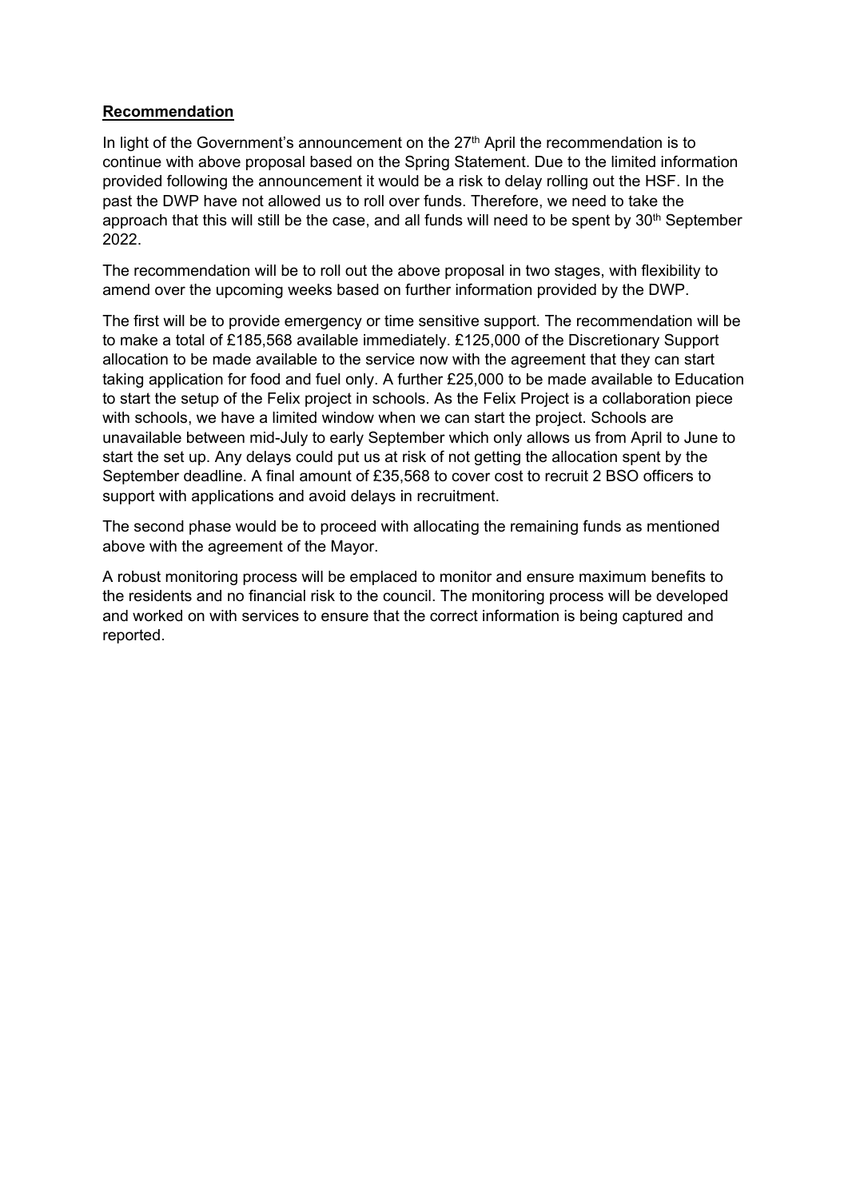**Recommendation**

In light of the Government's announcement on the 27th April the recommendation is to continue with above proposal based on the Spring Statement. Due to the limited information provided following the announcement it would be a risk to delay rolling out the HSF. In the past the DWP have not allowed us to roll over funds. Therefore, we need to take the approach that this will still be the case, and all funds will need to be spent by 30th September 2022.

The recommendation will be to roll out the above proposal in two stages, with flexibility to amend over the upcoming weeks based on further information provided by the DWP.

The first will be to provide emergency or time sensitive support. The recommendation will be to make a total of £185,568 available immediately. £125,000 of the Discretionary Support allocation to be made available to the service now with the agreement that they can start taking application for food and fuel only. A further £25,000 to be made available to Education to start the setup of the Felix project in schools. As the Felix Project is a collaboration piece with schools, we have a limited window when we can start the project. Schools are unavailable between mid-July to early September which only allows us from April to June to start the set up. Any delays could put us at risk of not getting the allocation spent by the September deadline. A final amount of £35,568 to cover cost to recruit 2 BSO officers to support with applications and avoid delays in recruitment.

The second phase would be to proceed with allocating the remaining funds as mentioned above with the agreement of the Mayor.

A robust monitoring process will be emplaced to monitor and ensure maximum benefits to the residents and no financial risk to the council. The monitoring process will be developed and worked on with services to ensure that the correct information is being captured and reported.